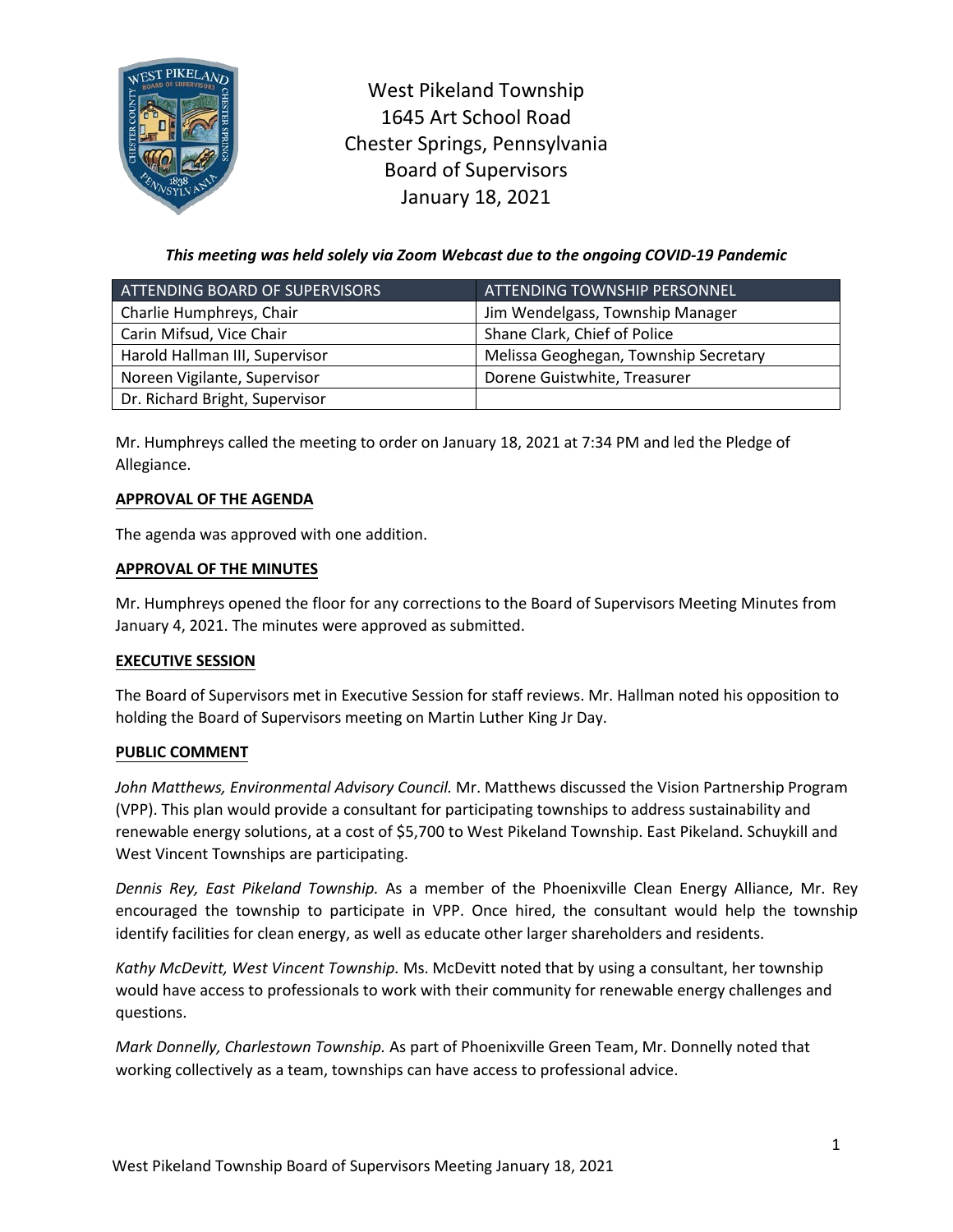West Pikeland Township
1645 Art School Road
Chester Springs, Pennsylvania
Board of Supervisors
January 18, 2021

***This meeting was held solely via Zoom Webcast due to the ongoing COVID-19 Pandemic***

| ATTENDING BOARD OF SUPERVISORS | ATTENDING TOWNSHIP PERSONNEL |
|---|---|
| Charlie Humphreys, Chair | Jim Wendelgass, Township Manager |
| Carin Mifsud, Vice Chair | Shane Clark, Chief of Police |
| Harold Hallman III, Supervisor | Melissa Geoghegan, Township Secretary |
| Noreen Vigilante, Supervisor | Dorene Guistwhite, Treasurer |
| Dr. Richard Bright, Supervisor | |

Mr. Humphreys called the meeting to order on January 18, 2021 at 7:34 PM and led the Pledge of Allegiance.

**APPROVAL OF THE AGENDA**

The agenda was approved with one addition.

**APPROVAL OF THE MINUTES**

Mr. Humphreys opened the floor for any corrections to the Board of Supervisors Meeting Minutes from January 4, 2021. The minutes were approved as submitted.

**EXECUTIVE SESSION**

The Board of Supervisors met in Executive Session for staff reviews. Mr. Hallman noted his opposition to holding the Board of Supervisors meeting on Martin Luther King Jr Day.

**PUBLIC COMMENT**

*John Matthews, Environmental Advisory Council.* Mr. Matthews discussed the Vision Partnership Program (VPP). This plan would provide a consultant for participating townships to address sustainability and renewable energy solutions, at a cost of $5,700 to West Pikeland Township. East Pikeland. Schuykill and West Vincent Townships are participating.

*Dennis Rey, East Pikeland Township.* As a member of the Phoenixville Clean Energy Alliance, Mr. Rey encouraged the township to participate in VPP. Once hired, the consultant would help the township identify facilities for clean energy, as well as educate other larger shareholders and residents.

*Kathy McDevitt, West Vincent Township.* Ms. McDevitt noted that by using a consultant, her township would have access to professionals to work with their community for renewable energy challenges and questions.

*Mark Donnelly, Charlestown Township.* As part of Phoenixville Green Team, Mr. Donnelly noted that working collectively as a team, townships can have access to professional advice.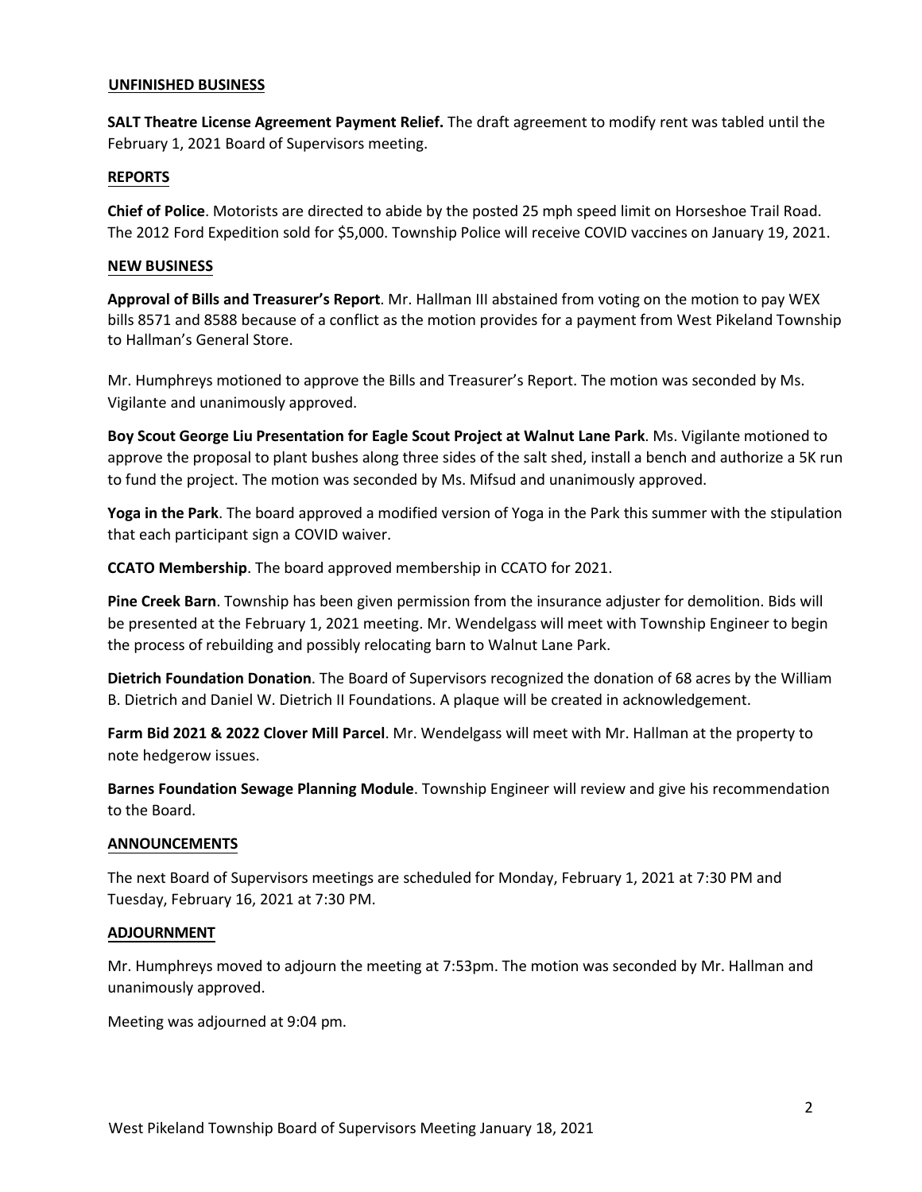## UNFINISHED BUSINESS

**SALT Theatre License Agreement Payment Relief.** The draft agreement to modify rent was tabled until the February 1, 2021 Board of Supervisors meeting.

## REPORTS

**Chief of Police**. Motorists are directed to abide by the posted 25 mph speed limit on Horseshoe Trail Road. The 2012 Ford Expedition sold for $5,000. Township Police will receive COVID vaccines on January 19, 2021.

## NEW BUSINESS

**Approval of Bills and Treasurer's Report**. Mr. Hallman III abstained from voting on the motion to pay WEX bills 8571 and 8588 because of a conflict as the motion provides for a payment from West Pikeland Township to Hallman's General Store.

Mr. Humphreys motioned to approve the Bills and Treasurer's Report. The motion was seconded by Ms. Vigilante and unanimously approved.

**Boy Scout George Liu Presentation for Eagle Scout Project at Walnut Lane Park**. Ms. Vigilante motioned to approve the proposal to plant bushes along three sides of the salt shed, install a bench and authorize a 5K run to fund the project. The motion was seconded by Ms. Mifsud and unanimously approved.

**Yoga in the Park**. The board approved a modified version of Yoga in the Park this summer with the stipulation that each participant sign a COVID waiver.

**CCATO Membership**. The board approved membership in CCATO for 2021.

**Pine Creek Barn**. Township has been given permission from the insurance adjuster for demolition. Bids will be presented at the February 1, 2021 meeting. Mr. Wendelgass will meet with Township Engineer to begin the process of rebuilding and possibly relocating barn to Walnut Lane Park.

**Dietrich Foundation Donation**. The Board of Supervisors recognized the donation of 68 acres by the William B. Dietrich and Daniel W. Dietrich II Foundations. A plaque will be created in acknowledgement.

**Farm Bid 2021 & 2022 Clover Mill Parcel**. Mr. Wendelgass will meet with Mr. Hallman at the property to note hedgerow issues.

**Barnes Foundation Sewage Planning Module**. Township Engineer will review and give his recommendation to the Board.

## ANNOUNCEMENTS

The next Board of Supervisors meetings are scheduled for Monday, February 1, 2021 at 7:30 PM and Tuesday, February 16, 2021 at 7:30 PM.

## ADJOURNMENT

Mr. Humphreys moved to adjourn the meeting at 7:53pm. The motion was seconded by Mr. Hallman and unanimously approved.

Meeting was adjourned at 9:04 pm.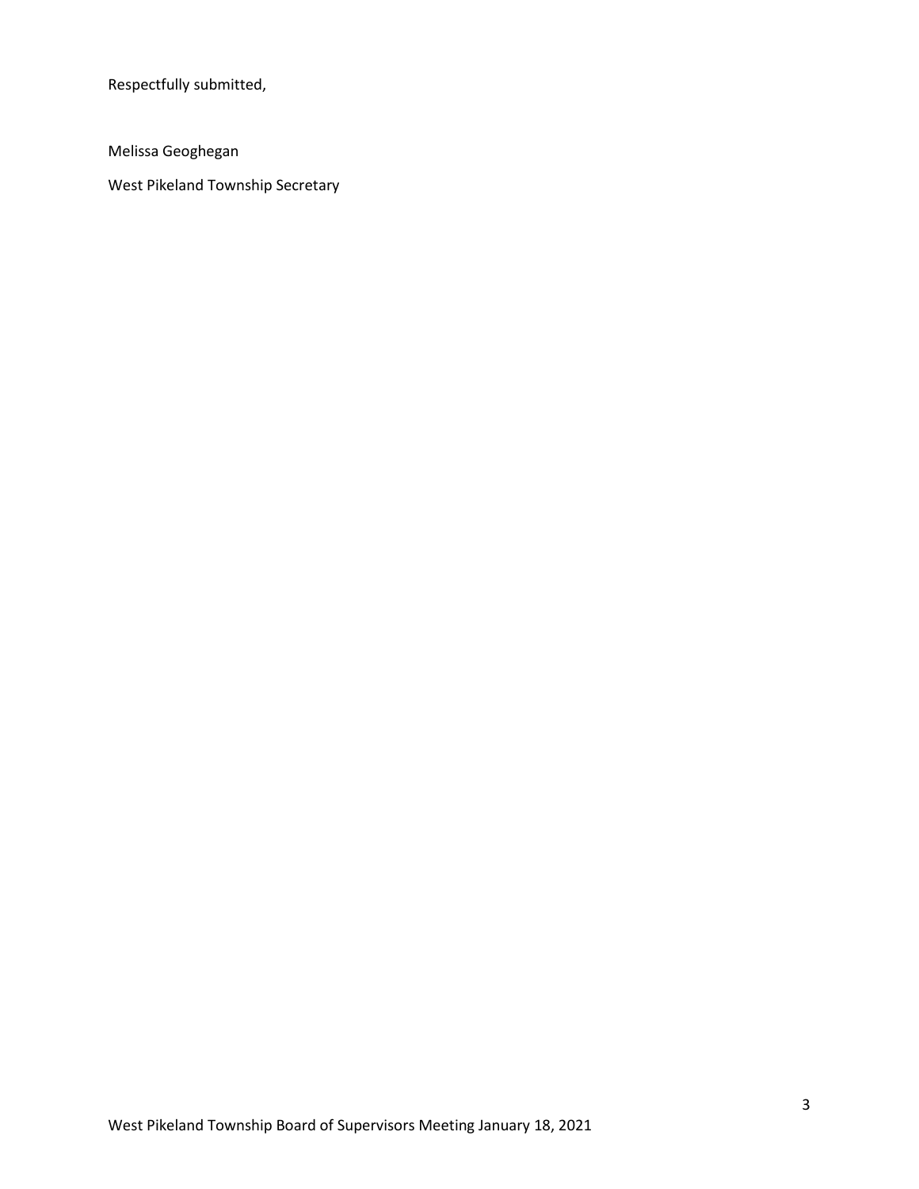Respectfully submitted,

Melissa Geoghegan

West Pikeland Township Secretary